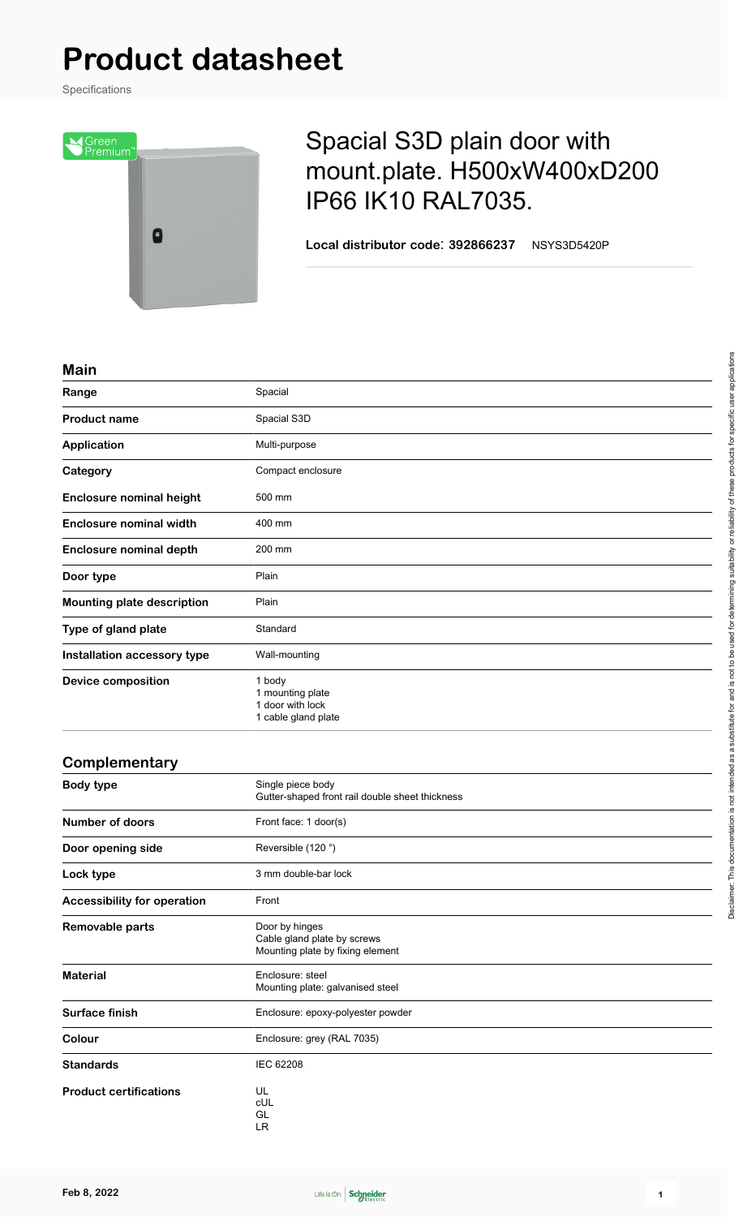# Product datasheet

Specifications

## Spacial S3D plain door with mount.plate. H500xW400xD200 IP66 IK10 RAL7035.

**Local distributor code**: **392866237** NSYS3D5420P

### Main

| | |
|---|---|
| **Range** | Spacial |
| **Product name** | Spacial S3D |
| **Application** | Multi-purpose |
| **Category** | Compact enclosure |
| **Enclosure nominal height** | 500 mm |
| **Enclosure nominal width** | 400 mm |
| **Enclosure nominal depth** | 200 mm |
| **Door type** | Plain |
| **Mounting plate description** | Plain |
| **Type of gland plate** | Standard |
| **Installation accessory type** | Wall-mounting |
| **Device composition** | 1 body<br>1 mounting plate<br>1 door with lock<br>1 cable gland plate |

### Complementary

| | |
|---|---|
| **Body type** | Single piece body<br>Gutter-shaped front rail double sheet thickness |
| **Number of doors** | Front face: 1 door(s) |
| **Door opening side** | Reversible (120 °) |
| **Lock type** | 3 mm double-bar lock |
| **Accessibility for operation** | Front |
| **Removable parts** | Door by hinges<br>Cable gland plate by screws<br>Mounting plate by fixing element |
| **Material** | Enclosure: steel<br>Mounting plate: galvanised steel |
| **Surface finish** | Enclosure: epoxy-polyester powder |
| **Colour** | Enclosure: grey (RAL 7035) |
| **Standards** | IEC 62208 |
| **Product certifications** | UL<br>cUL<br>GL<br>LR |

Disclaimer: This documentation is not intended as a substitute for and is not to be used for determining suitability or reliability of these products for specific user applications

Feb 8, 2022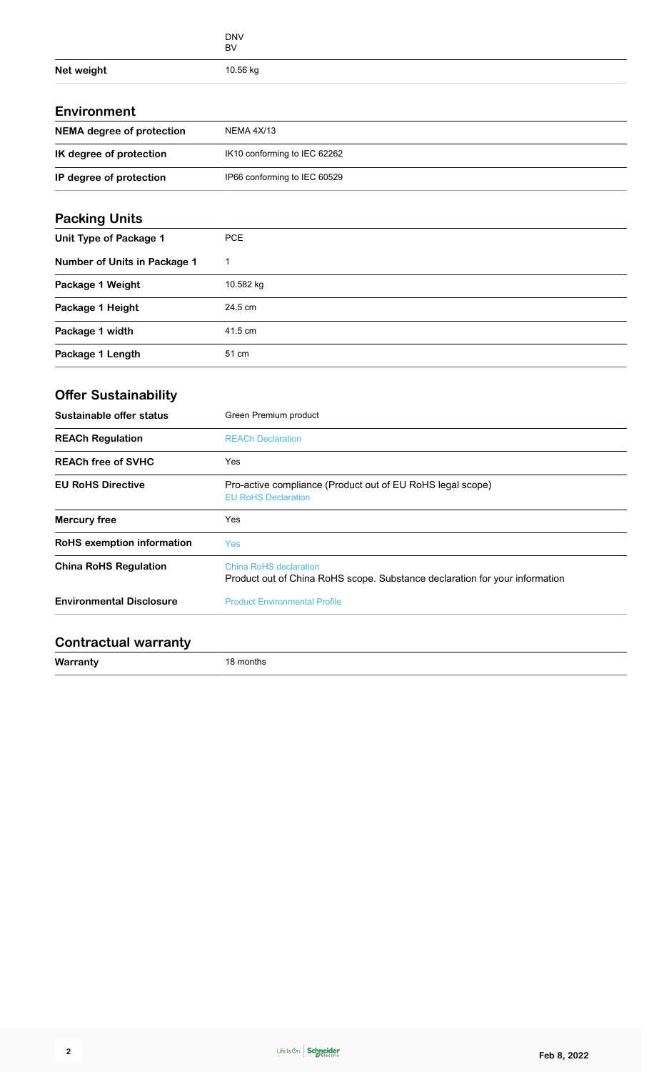| | |
|---|---|
| | DNV<br>BV |
| **Net weight** | 10.56 kg |

## Environment

| | |
|---|---|
| **NEMA degree of protection** | NEMA 4X/13 |
| **IK degree of protection** | IK10 conforming to IEC 62262 |
| **IP degree of protection** | IP66 conforming to IEC 60529 |

## Packing Units

| | |
|---|---|
| **Unit Type of Package 1** | PCE |
| **Number of Units in Package 1** | 1 |
| **Package 1 Weight** | 10.582 kg |
| **Package 1 Height** | 24.5 cm |
| **Package 1 width** | 41.5 cm |
| **Package 1 Length** | 51 cm |

## Offer Sustainability

| | |
|---|---|
| **Sustainable offer status** | Green Premium product |
| **REACh Regulation** | REACh Declaration |
| **REACh free of SVHC** | Yes |
| **EU RoHS Directive** | Pro-active compliance (Product out of EU RoHS legal scope)<br>EU RoHS Declaration |
| **Mercury free** | Yes |
| **RoHS exemption information** | Yes |
| **China RoHS Regulation** | China RoHS declaration<br>Product out of China RoHS scope. Substance declaration for your information |
| **Environmental Disclosure** | Product Environmental Profile |

## Contractual warranty

| | |
|---|---|
| **Warranty** | 18 months |